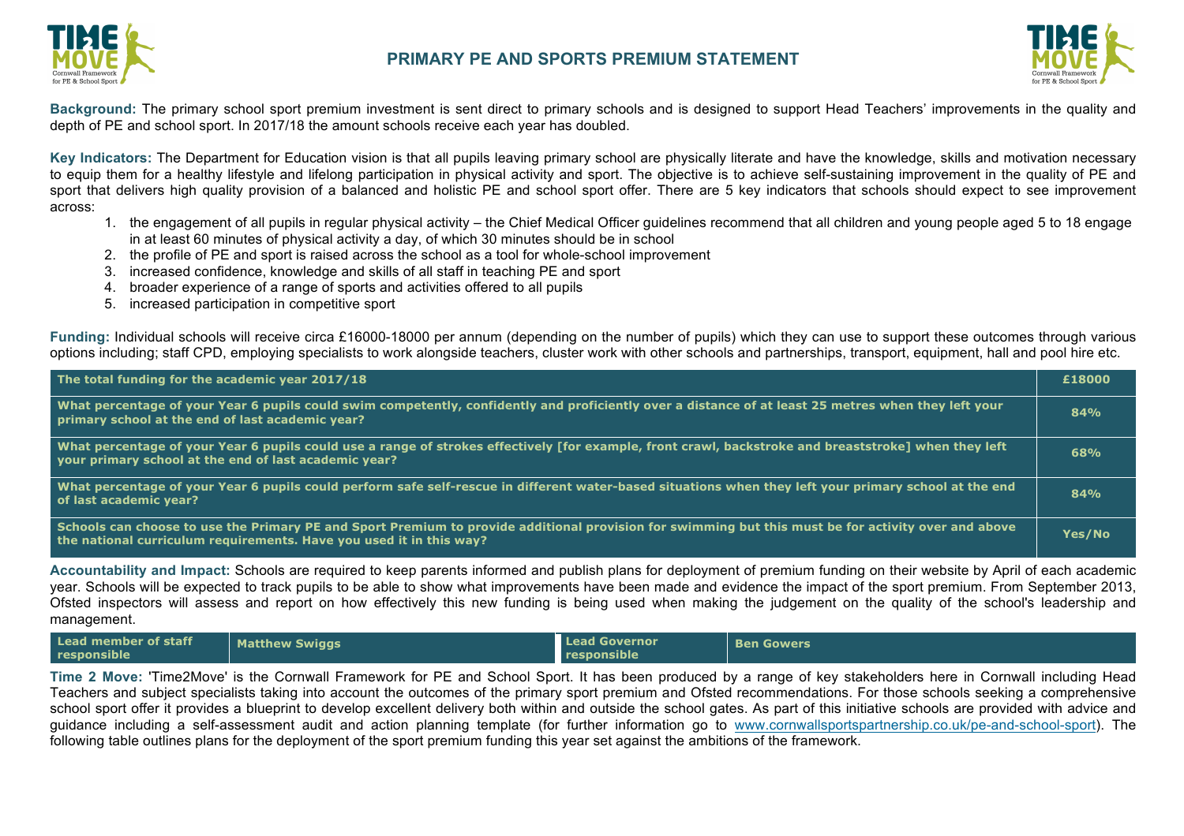# PRIMARY PE AND SPORTS PREMIUM STATEMENT

**Background:** The primary school sport premium investment is sent direct to primary schools and is designed to support Head Teachers' improvements in the quality and depth of PE and school sport. In 2017/18 the amount schools receive each year has doubled.

**Key Indicators:** The Department for Education vision is that all pupils leaving primary school are physically literate and have the knowledge, skills and motivation necessary to equip them for a healthy lifestyle and lifelong participation in physical activity and sport. The objective is to achieve self-sustaining improvement in the quality of PE and sport that delivers high quality provision of a balanced and holistic PE and school sport offer. There are 5 key indicators that schools should expect to see improvement across:

1. the engagement of all pupils in regular physical activity – the Chief Medical Officer guidelines recommend that all children and young people aged 5 to 18 engage in at least 60 minutes of physical activity a day, of which 30 minutes should be in school
2. the profile of PE and sport is raised across the school as a tool for whole-school improvement
3. increased confidence, knowledge and skills of all staff in teaching PE and sport
4. broader experience of a range of sports and activities offered to all pupils
5. increased participation in competitive sport

**Funding:** Individual schools will receive circa £16000-18000 per annum (depending on the number of pupils) which they can use to support these outcomes through various options including; staff CPD, employing specialists to work alongside teachers, cluster work with other schools and partnerships, transport, equipment, hall and pool hire etc.

| The total funding for the academic year 2017/18 | £18000 |
|---|---|
| What percentage of your Year 6 pupils could swim competently, confidently and proficiently over a distance of at least 25 metres when they left your primary school at the end of last academic year? | 84% |
| What percentage of your Year 6 pupils could use a range of strokes effectively [for example, front crawl, backstroke and breaststroke] when they left your primary school at the end of last academic year? | 68% |
| What percentage of your Year 6 pupils could perform safe self-rescue in different water-based situations when they left your primary school at the end of last academic year? | 84% |
| Schools can choose to use the Primary PE and Sport Premium to provide additional provision for swimming but this must be for activity over and above the national curriculum requirements. Have you used it in this way? | Yes/No |

**Accountability and Impact:** Schools are required to keep parents informed and publish plans for deployment of premium funding on their website by April of each academic year. Schools will be expected to track pupils to be able to show what improvements have been made and evidence the impact of the sport premium. From September 2013, Ofsted inspectors will assess and report on how effectively this new funding is being used when making the judgement on the quality of the school's leadership and management.

| Lead member of staff responsible | Matthew Swiggs | Lead Governor responsible | Ben Gowers |
|---|---|---|---|

**Time 2 Move:** 'Time2Move' is the Cornwall Framework for PE and School Sport. It has been produced by a range of key stakeholders here in Cornwall including Head Teachers and subject specialists taking into account the outcomes of the primary sport premium and Ofsted recommendations. For those schools seeking a comprehensive school sport offer it provides a blueprint to develop excellent delivery both within and outside the school gates. As part of this initiative schools are provided with advice and guidance including a self-assessment audit and action planning template (for further information go to www.cornwallsportspartnership.co.uk/pe-and-school-sport). The following table outlines plans for the deployment of the sport premium funding this year set against the ambitions of the framework.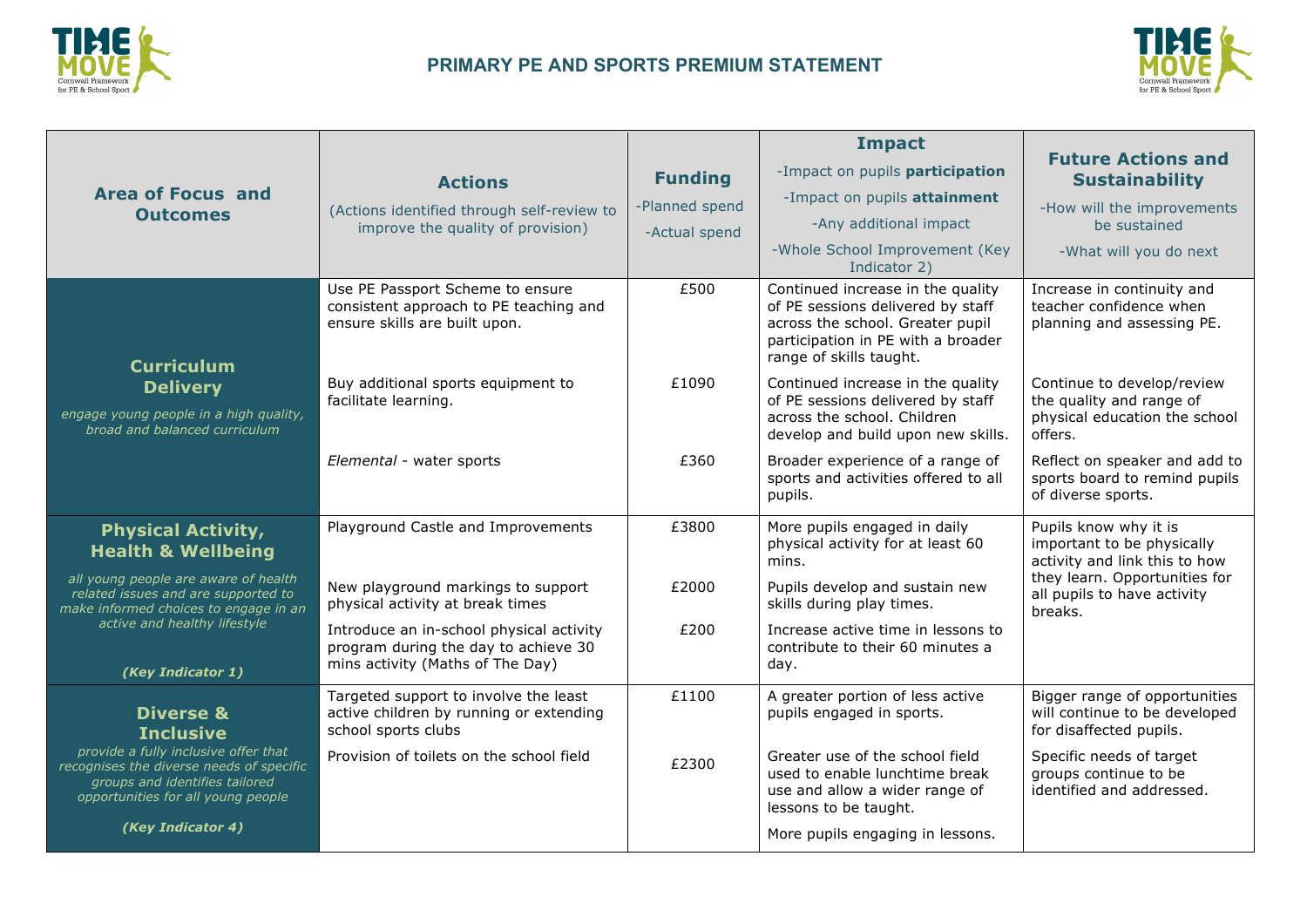# PRIMARY PE AND SPORTS PREMIUM STATEMENT

| Area of Focus and Outcomes | Actions (Actions identified through self-review to improve the quality of provision) | Funding -Planned spend -Actual spend | Impact -Impact on pupils **participation** -Impact on pupils **attainment** -Any additional impact -Whole School Improvement (Key Indicator 2) | Future Actions and Sustainability -How will the improvements be sustained -What will you do next |
|---|---|---|---|---|
| **Curriculum Delivery** *engage young people in a high quality, broad and balanced curriculum* | Use PE Passport Scheme to ensure consistent approach to PE teaching and ensure skills are built upon. | £500 | Continued increase in the quality of PE sessions delivered by staff across the school. Greater pupil participation in PE with a broader range of skills taught. | Increase in continuity and teacher confidence when planning and assessing PE. |
| | Buy additional sports equipment to facilitate learning. | £1090 | Continued increase in the quality of PE sessions delivered by staff across the school. Children develop and build upon new skills. | Continue to develop/review the quality and range of physical education the school offers. |
| | *Elemental* - water sports | £360 | Broader experience of a range of sports and activities offered to all pupils. | Reflect on speaker and add to sports board to remind pupils of diverse sports. |
| **Physical Activity, Health & Wellbeing** *all young people are aware of health related issues and are supported to make informed choices to engage in an active and healthy lifestyle* ***(Key Indicator 1)*** | Playground Castle and Improvements | £3800 | More pupils engaged in daily physical activity for at least 60 mins. | Pupils know why it is important to be physically activity and link this to how they learn. Opportunities for all pupils to have activity breaks. |
| | New playground markings to support physical activity at break times | £2000 | Pupils develop and sustain new skills during play times. | |
| | Introduce an in-school physical activity program during the day to achieve 30 mins activity (Maths of The Day) | £200 | Increase active time in lessons to contribute to their 60 minutes a day. | |
| **Diverse & Inclusive** *provide a fully inclusive offer that recognises the diverse needs of specific groups and identifies tailored opportunities for all young people* ***(Key Indicator 4)*** | Targeted support to involve the least active children by running or extending school sports clubs | £1100 | A greater portion of less active pupils engaged in sports. | Bigger range of opportunities will continue to be developed for disaffected pupils. |
| | Provision of toilets on the school field | £2300 | Greater use of the school field used to enable lunchtime break use and allow a wider range of lessons to be taught. More pupils engaging in lessons. | Specific needs of target groups continue to be identified and addressed. |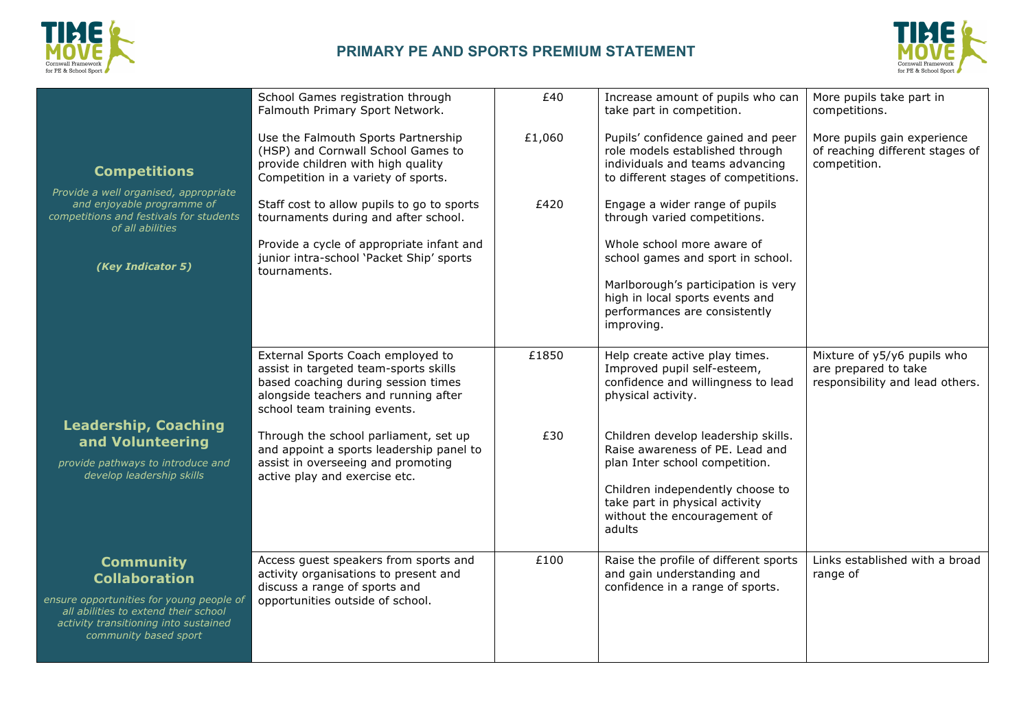## PRIMARY PE AND SPORTS PREMIUM STATEMENT

| | | | | |
|---|---|---|---|---|
| **Competitions**<br>*Provide a well organised, appropriate and enjoyable programme of competitions and festivals for students of all abilities*<br><br>***(Key Indicator 5)*** | School Games registration through Falmouth Primary Sport Network.<br><br>Use the Falmouth Sports Partnership (HSP) and Cornwall School Games to provide children with high quality Competition in a variety of sports.<br><br>Staff cost to allow pupils to go to sports tournaments during and after school.<br><br>Provide a cycle of appropriate infant and junior intra-school 'Packet Ship' sports tournaments. | £40<br><br>£1,060<br><br>£420 | Increase amount of pupils who can take part in competition.<br><br>Pupils' confidence gained and peer role models established through individuals and teams advancing to different stages of competitions.<br><br>Engage a wider range of pupils through varied competitions.<br><br>Whole school more aware of school games and sport in school.<br><br>Marlborough's participation is very high in local sports events and performances are consistently improving. | More pupils take part in competitions.<br><br>More pupils gain experience of reaching different stages of competition. |
| **Leadership, Coaching and Volunteering**<br>*provide pathways to introduce and develop leadership skills* | External Sports Coach employed to assist in targeted team-sports skills based coaching during session times alongside teachers and running after school team training events.<br><br>Through the school parliament, set up and appoint a sports leadership panel to assist in overseeing and promoting active play and exercise etc. | £1850<br><br>£30 | Help create active play times. Improved pupil self-esteem, confidence and willingness to lead physical activity.<br><br>Children develop leadership skills. Raise awareness of PE. Lead and plan Inter school competition.<br><br>Children independently choose to take part in physical activity without the encouragement of adults | Mixture of y5/y6 pupils who are prepared to take responsibility and lead others. |
| **Community Collaboration**<br>*ensure opportunities for young people of all abilities to extend their school activity transitioning into sustained community based sport* | Access guest speakers from sports and activity organisations to present and discuss a range of sports and opportunities outside of school. | £100 | Raise the profile of different sports and gain understanding and confidence in a range of sports. | Links established with a broad range of |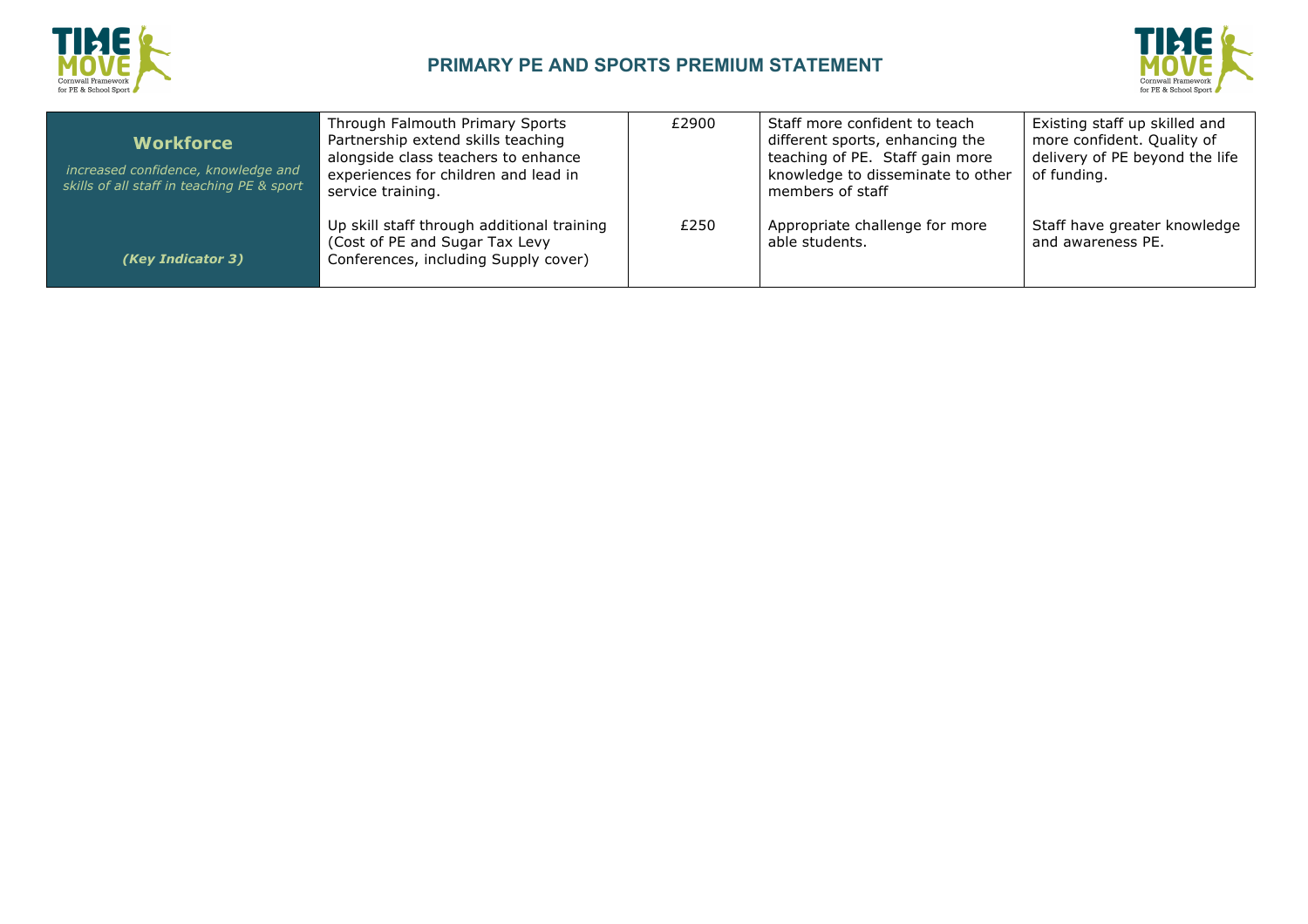# PRIMARY PE AND SPORTS PREMIUM STATEMENT

| | | | | |
|---|---|---|---|---|
| **Workforce**<br>*increased confidence, knowledge and skills of all staff in teaching PE & sport*<br><br>***(Key Indicator 3)*** | Through Falmouth Primary Sports Partnership extend skills teaching alongside class teachers to enhance experiences for children and lead in service training.<br><br>Up skill staff through additional training (Cost of PE and Sugar Tax Levy Conferences, including Supply cover) | £2900<br><br>£250 | Staff more confident to teach different sports, enhancing the teaching of PE. Staff gain more knowledge to disseminate to other members of staff<br><br>Appropriate challenge for more able students. | Existing staff up skilled and more confident. Quality of delivery of PE beyond the life of funding.<br><br>Staff have greater knowledge and awareness PE. |